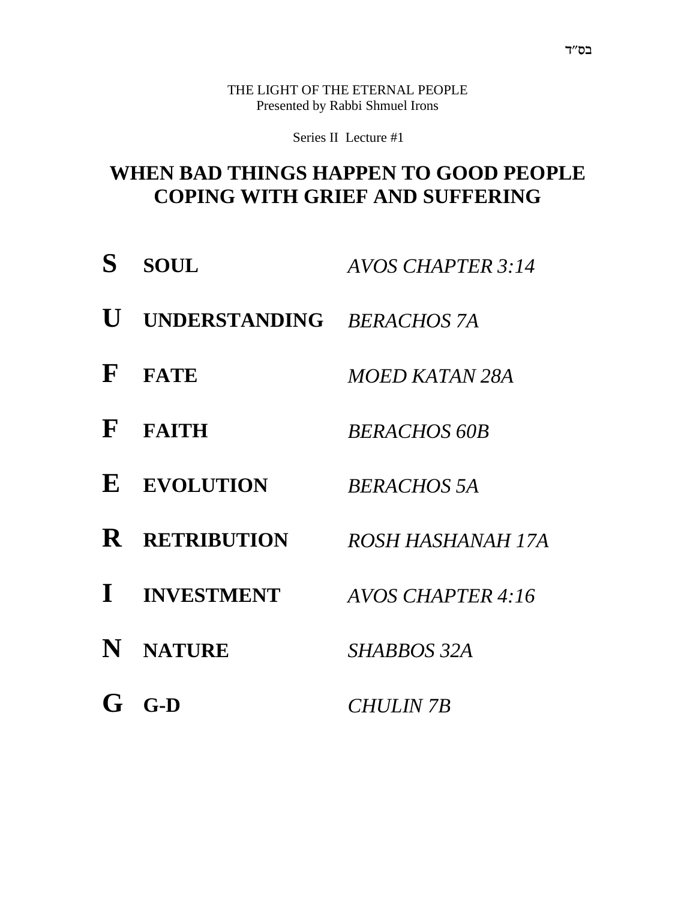בס"ד

THE LIGHT OF THE ETERNAL PEOPLE
Presented by Rabbi Shmuel Irons

Series II Lecture #1

# WHEN BAD THINGS HAPPEN TO GOOD PEOPLE
# COPING WITH GRIEF AND SUFFERING

| | | |
|---|---|---|
| **S** | **SOUL** | *AVOS CHAPTER 3:14* |
| **U** | **UNDERSTANDING** | *BERACHOS 7A* |
| **F** | **FATE** | *MOED KATAN 28A* |
| **F** | **FAITH** | *BERACHOS 60B* |
| **E** | **EVOLUTION** | *BERACHOS 5A* |
| **R** | **RETRIBUTION** | *ROSH HASHANAH 17A* |
| **I** | **INVESTMENT** | *AVOS CHAPTER 4:16* |
| **N** | **NATURE** | *SHABBOS 32A* |
| **G** | **G-D** | *CHULIN 7B* |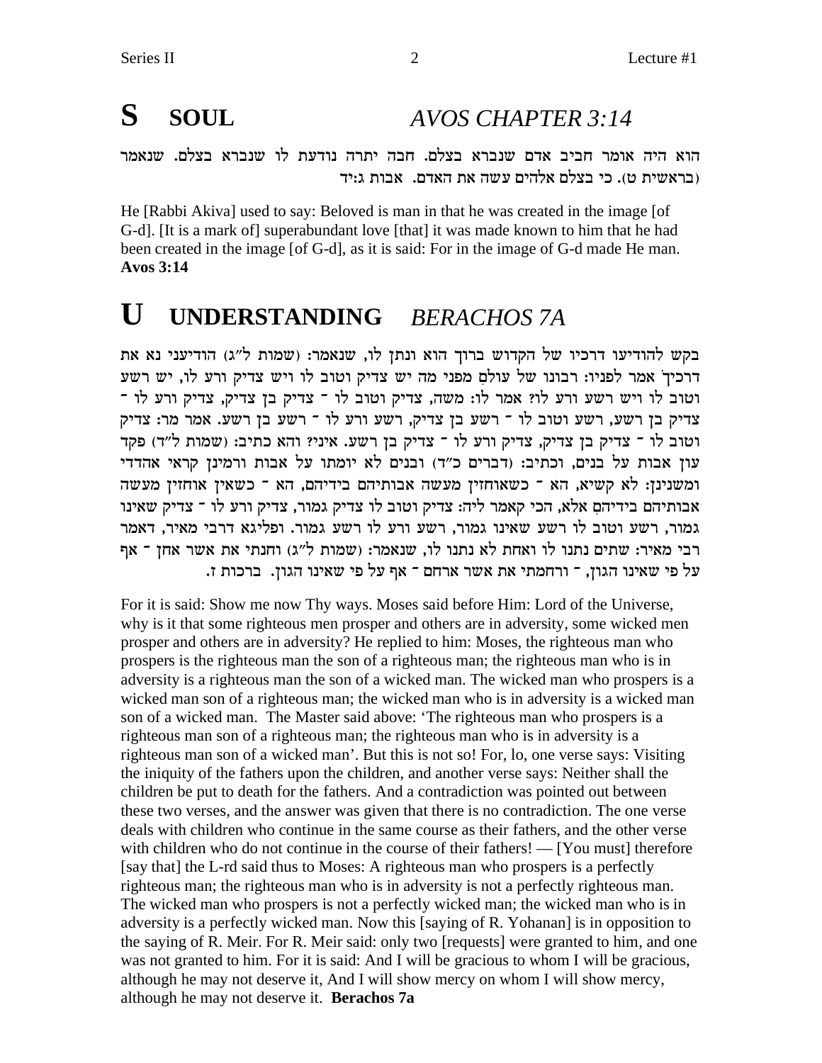# S SOUL *AVOS CHAPTER 3:14*

הוא היה אומר חביב אדם שנברא בצלם. חבה יתרה נודעת לו שנברא בצלם. שנאמר (בראשית ט). כי בצלם אלהים עשה את האדם. אבות ג:יד

He [Rabbi Akiva] used to say: Beloved is man in that he was created in the image [of G-d]. [It is a mark of] superabundant love [that] it was made known to him that he had been created in the image [of G-d], as it is said: For in the image of G-d made He man. **Avos 3:14**

# U UNDERSTANDING *BERACHOS 7A*

בקש להודיעו דרכיו של הקדוש ברוך הוא ונתן לו, שנאמר: (שמות ל"ג) הודיעני נא את דרכיך אמר לפניו: רבונו של עולם מפני מה יש צדיק וטוב לו ויש צדיק ורע לו, יש רשע וטוב לו ויש רשע ורע לו? אמר לו: משה, צדיק וטוב לו - צדיק בן צדיק, צדיק ורע לו - צדיק בן רשע, רשע וטוב לו - רשע בן צדיק, רשע ורע לו - רשע בן רשע. אמר מר: צדיק וטוב לו - צדיק בן צדיק, צדיק ורע לו - צדיק בן רשע. איני? והא כתיב: (שמות ל"ד) פקד עון אבות על בנים, וכתיב: (דברים כ"ד) ובנים לא יומתו על אבות ורמינן קראי אהדדי ומשנינן: לא קשיא, הא - כשאוחזין מעשה אבותיהם בידיהם, הא - כשאין אוחזין מעשה אבותיהם בידיהם אלא, הכי קאמר ליה: צדיק וטוב לו צדיק גמור, צדיק ורע לו - צדיק שאינו גמור, רשע וטוב לו רשע שאינו גמור, רשע ורע לו רשע גמור. ופליגא דרבי מאיר, דאמר רבי מאיר: שתים נתנו לו ואחת לא נתנו לו, שנאמר: (שמות ל"ג) וחנתי את אשר אחן - אף על פי שאינו הגון, - ורחמתי את אשר ארחם - אף על פי שאינו הגון. ברכות ז.

For it is said: Show me now Thy ways. Moses said before Him: Lord of the Universe, why is it that some righteous men prosper and others are in adversity, some wicked men prosper and others are in adversity? He replied to him: Moses, the righteous man who prospers is the righteous man the son of a righteous man; the righteous man who is in adversity is a righteous man the son of a wicked man. The wicked man who prospers is a wicked man son of a righteous man; the wicked man who is in adversity is a wicked man son of a wicked man. The Master said above: 'The righteous man who prospers is a righteous man son of a righteous man; the righteous man who is in adversity is a righteous man son of a wicked man'. But this is not so! For, lo, one verse says: Visiting the iniquity of the fathers upon the children, and another verse says: Neither shall the children be put to death for the fathers. And a contradiction was pointed out between these two verses, and the answer was given that there is no contradiction. The one verse deals with children who continue in the same course as their fathers, and the other verse with children who do not continue in the course of their fathers! — [You must] therefore [say that] the L-rd said thus to Moses: A righteous man who prospers is a perfectly righteous man; the righteous man who is in adversity is not a perfectly righteous man. The wicked man who prospers is not a perfectly wicked man; the wicked man who is in adversity is a perfectly wicked man. Now this [saying of R. Yohanan] is in opposition to the saying of R. Meir. For R. Meir said: only two [requests] were granted to him, and one was not granted to him. For it is said: And I will be gracious to whom I will be gracious, although he may not deserve it, And I will show mercy on whom I will show mercy, although he may not deserve it. **Berachos 7a**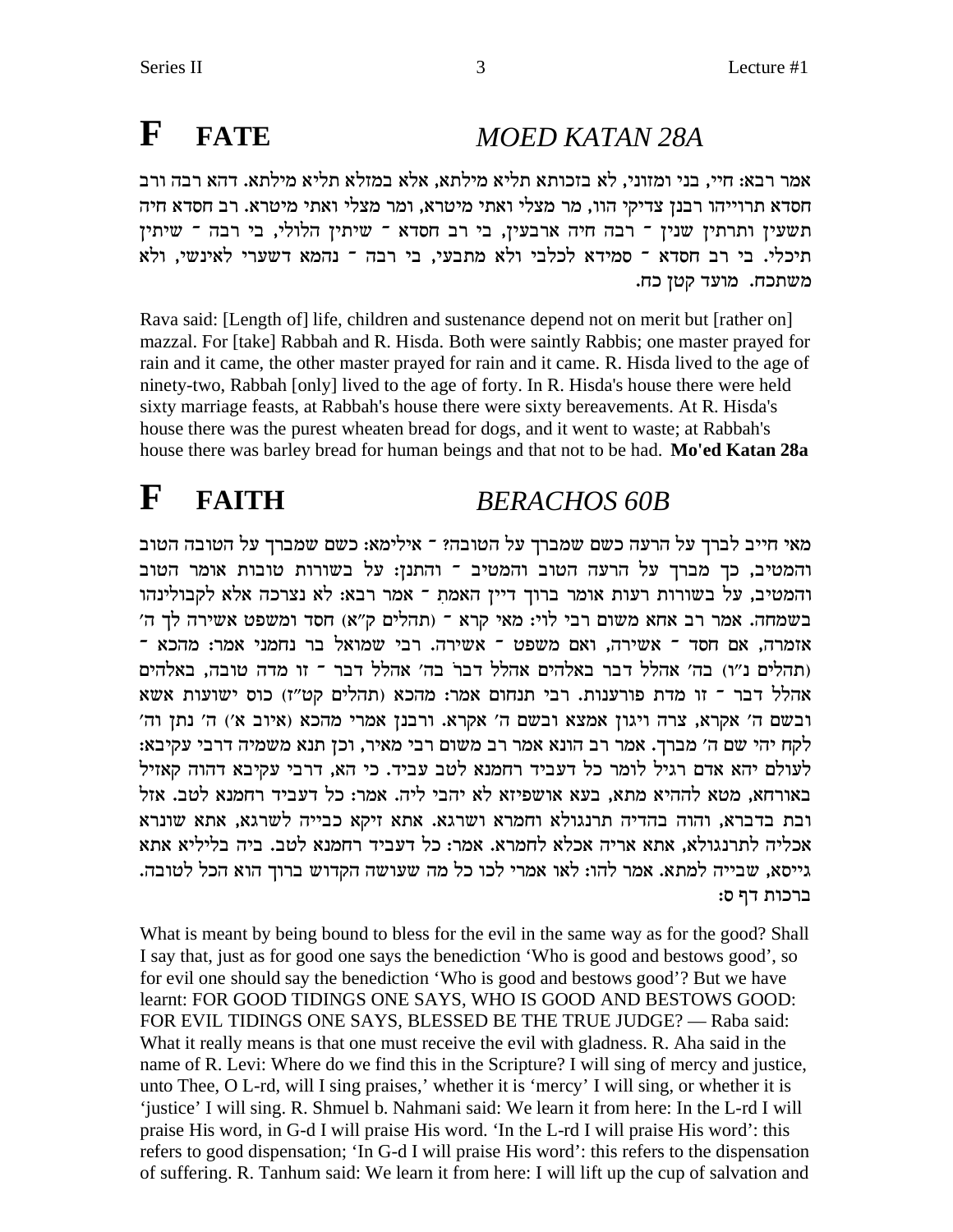# F FATE *MOED KATAN 28A*

אמר רבא: חיי, בני ומזוני, לא בזכותא תליא מילתא, אלא במזלא תליא מילתא. דהא רבה ורב חסדא תרווייהו רבנן צדיקי הוו, מר מצלי ואתי מיטרא, ומר מצלי ואתי מיטרא. רב חסדא חיה תשעין ותרתין שנין ־ רבה חיה ארבעין, בי רב חסדא ־ שיתין הלולי, בי רבה ־ שיתין תיכלי. בי רב חסדא ־ סמידא לכלבי ולא מתבעי, בי רבה ־ נהמא דשערי לאינשי, ולא משתכח. מועד קטן כח.

Rava said: [Length of] life, children and sustenance depend not on merit but [rather on] mazzal. For [take] Rabbah and R. Hisda. Both were saintly Rabbis; one master prayed for rain and it came, the other master prayed for rain and it came. R. Hisda lived to the age of ninety-two, Rabbah [only] lived to the age of forty. In R. Hisda's house there were held sixty marriage feasts, at Rabbah's house there were sixty bereavements. At R. Hisda's house there was the purest wheaten bread for dogs, and it went to waste; at Rabbah's house there was barley bread for human beings and that not to be had. **Mo'ed Katan 28a**

# F FAITH *BERACHOS 60B*

מאי חייב לברך על הרעה כשם שמברך על הטובה? ־ אילימא: כשם שמברך על הטובה הטוב והמטיב, כך מברך על הרעה הטוב והמטיב ־ והתנן: על בשורות טובות אומר הטוב והמטיב, על בשורות רעות אומר ברוך דיין האמת ־ אמר רבא: לא נצרכה אלא לקבולינהו בשמחה. אמר רב אחא משום רבי לוי: מאי קרא ־ (תהלים ק"א) חסד ומשפט אשירה לך ה' אזמרה, אם חסד ־ אשירה, ואם משפט ־ אשירה. רבי שמואל בר נחמני אמר: מהכא ־ (תהלים נ"ו) בה' אהלל דבר באלהים אהלל דבר בה' אהלל דבר ־ זו מדה טובה, באלהים אהלל דבר ־ זו מדת פורענות. רבי תנחום אמר: מהכא (תהלים קט"ז) כוס ישועות אשא ובשם ה' אקרא, צרה ויגון אמצא ובשם ה' אקרא. ורבנן אמרי מהכא (איוב א') ה' נתן וה' לקח יהי שם ה' מברך. אמר רב הונא אמר רב משום רבי מאיר, וכן תנא משמיה דרבי עקיבא: לעולם יהא אדם רגיל לומר כל דעביד רחמנא לטב עביד. כי הא, דרבי עקיבא דהוה קאזיל באורחא, מטא להההיא מתא, בעא אושפיזא לא יהבי ליה. אמר: כל דעביד רחמנא לטב. אזל ובת בדברא, והוה בהדיה תרנגולא וחמרא ושרגא. אתא זיקא כבייה לשרגא, אתא שונרא אכליה לתרנגולא, אתא אריה אכלא לחמרא. אמר: כל דעביד רחמנא לטב. ביה בליליא אתא גייסא, שבייה למתא. אמר להו: לאו אמרי לכו כל מה שעושה הקדוש ברוך הוא הכל לטובה. ברכות דף ס:

What is meant by being bound to bless for the evil in the same way as for the good? Shall I say that, just as for good one says the benediction 'Who is good and bestows good', so for evil one should say the benediction 'Who is good and bestows good'? But we have learnt: FOR GOOD TIDINGS ONE SAYS, WHO IS GOOD AND BESTOWS GOOD: FOR EVIL TIDINGS ONE SAYS, BLESSED BE THE TRUE JUDGE? — Raba said: What it really means is that one must receive the evil with gladness. R. Aha said in the name of R. Levi: Where do we find this in the Scripture? I will sing of mercy and justice, unto Thee, O L-rd, will I sing praises,' whether it is 'mercy' I will sing, or whether it is 'justice' I will sing. R. Shmuel b. Nahmani said: We learn it from here: In the L-rd I will praise His word, in G-d I will praise His word. 'In the L-rd I will praise His word': this refers to good dispensation; 'In G-d I will praise His word': this refers to the dispensation of suffering. R. Tanhum said: We learn it from here: I will lift up the cup of salvation and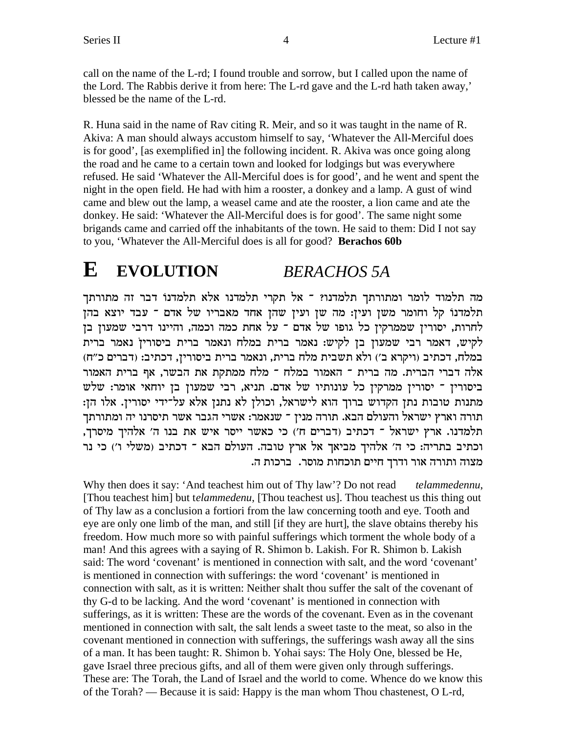call on the name of the L-rd; I found trouble and sorrow, but I called upon the name of the Lord. The Rabbis derive it from here: The L-rd gave and the L-rd hath taken away,' blessed be the name of the L-rd.

R. Huna said in the name of Rav citing R. Meir, and so it was taught in the name of R. Akiva: A man should always accustom himself to say, 'Whatever the All-Merciful does is for good', [as exemplified in] the following incident. R. Akiva was once going along the road and he came to a certain town and looked for lodgings but was everywhere refused. He said 'Whatever the All-Merciful does is for good', and he went and spent the night in the open field. He had with him a rooster, a donkey and a lamp. A gust of wind came and blew out the lamp, a weasel came and ate the rooster, a lion came and ate the donkey. He said: 'Whatever the All-Merciful does is for good'. The same night some brigands came and carried off the inhabitants of the town. He said to them: Did I not say to you, 'Whatever the All-Merciful does is all for good? **Berachos 60b**

# E EVOLUTION *BERACHOS 5A*

מה תלמוד לומר ומתורתך תלמדנו? ־ אל תקרי תלמדנו אלא תלמדנו דבר זה מתורתך תלמדנו קל וחומר משן ועין: מה שן ועין שהן אחד מאבריו של אדם ־ עבד יוצא בהן לחרות, יסורין שממרקין כל גופו של אדם ־ על אחת כמה וכמה, והיינו דרבי שמעון בן לקיש, דאמר רבי שמעון בן לקיש: נאמר ברית במלח ונאמר ברית ביסורין נאמר ברית במלח, דכתיב (ויקרא ב׳) ולא תשבית מלח ברית, ונאמר ברית ביסורין, דכתיב: (דברים כ״ח) אלה דברי הברית. מה ברית ־ האמור במלח ־ מלח ממתקת את הבשר, אף ברית האמור ביסורין ־ יסורין ממרקין כל עונותיו של אדם. תניא, רבי שמעון בן יוחאי אומר: שלש מתנות טובות נתן הקדוש ברוך הוא לישראל, וכולן לא נתנן אלא על־ידי יסורין. אלו הן: תורה וארץ ישראל והעולם הבא. תורה מנין ־ שנאמר: אשרי הגבר אשר תיסרנו יה ומתורתך תלמדנו. ארץ ישראל ־ דכתיב (דברים ח׳) כי כאשר ייסר איש את בנו ה׳ אלהיך מיסרך, וכתיב בתריה: כי ה׳ אלהיך מביאך אל ארץ טובה. העולם הבא ־ דכתיב (משלי ו׳) כי נר מצוה ותורה אור ודרך חיים תוכחות מוסר. ברכות ה.

Why then does it say: 'And teachest him out of Thy law'? Do not read *telammedennu*, [Thou teachest him] but t*elammedenu*, [Thou teachest us]. Thou teachest us this thing out of Thy law as a conclusion a fortiori from the law concerning tooth and eye. Tooth and eye are only one limb of the man, and still [if they are hurt], the slave obtains thereby his freedom. How much more so with painful sufferings which torment the whole body of a man! And this agrees with a saying of R. Shimon b. Lakish. For R. Shimon b. Lakish said: The word 'covenant' is mentioned in connection with salt, and the word 'covenant' is mentioned in connection with sufferings: the word 'covenant' is mentioned in connection with salt, as it is written: Neither shalt thou suffer the salt of the covenant of thy G-d to be lacking. And the word 'covenant' is mentioned in connection with sufferings, as it is written: These are the words of the covenant. Even as in the covenant mentioned in connection with salt, the salt lends a sweet taste to the meat, so also in the covenant mentioned in connection with sufferings, the sufferings wash away all the sins of a man. It has been taught: R. Shimon b. Yohai says: The Holy One, blessed be He, gave Israel three precious gifts, and all of them were given only through sufferings. These are: The Torah, the Land of Israel and the world to come. Whence do we know this of the Torah? — Because it is said: Happy is the man whom Thou chastenest, O L-rd,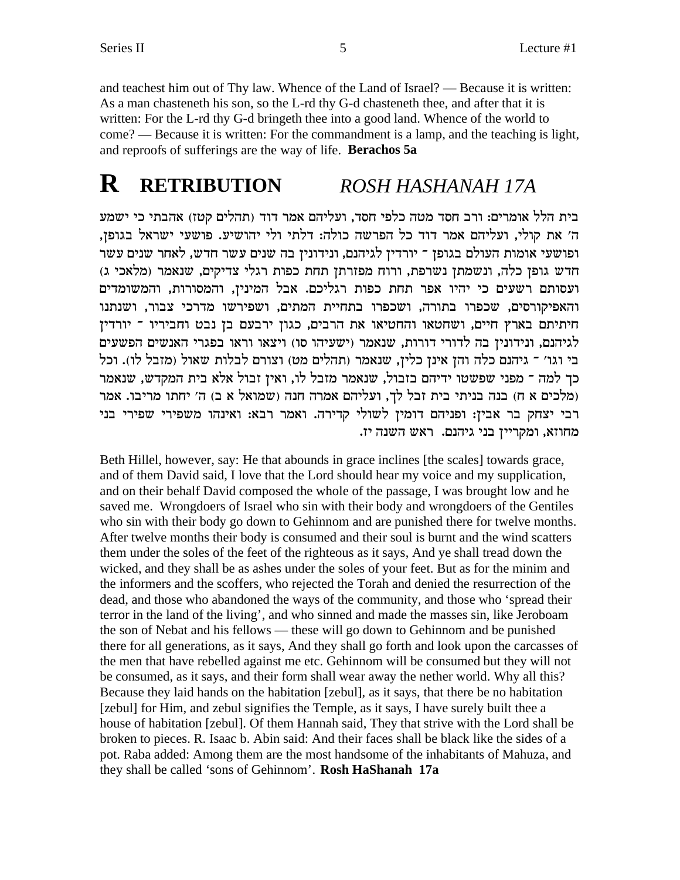and teachest him out of Thy law. Whence of the Land of Israel? — Because it is written: As a man chasteneth his son, so the L-rd thy G-d chasteneth thee, and after that it is written: For the L-rd thy G-d bringeth thee into a good land. Whence of the world to come? — Because it is written: For the commandment is a lamp, and the teaching is light, and reproofs of sufferings are the way of life. **Berachos 5a**

# R RETRIBUTION *ROSH HASHANAH 17A*

בית הלל אומרים: ורב חסד מטה כלפי חסד, ועליהם אמר דוד (תהלים קטז) אהבתי כי ישמע ה׳ את קולי, ועליהם אמר דוד כל הפרשה כולה: דלתי ולי יהושיע. פושעי ישראל בגופן, ופושעי אומות העולם בגופן - יורדין לגיהנם, ונידונין בה שנים עשר חדש, לאחר שנים עשר חדש גופן כלה, ונשמתן נשרפת, ורוח מפזרתן תחת כפות רגלי צדיקים, שנאמר (מלאכי ג) ועסותם רשעים כי יהיו אפר תחת כפות רגליכם. אבל המינין, והמסורות, והמשומדים והאפיקורסים, שכפרו בתורה, ושכפרו בתחיית המתים, ושפירשו מדרכי צבור, ושנתנו חיתיתם בארץ חיים, ושחטאו והחטיאו את הרבים, כגון ירבעם בן נבט וחביריו - יורדין לגיהנם, ונידונין בה לדורי דורות, שנאמר (ישעיהו סו) ויצאו וראו בפגרי האנשים הפשעים בי וגו׳ - גיהנם כלה והן אינן כלין, שנאמר (תהלים מט) וצורם לבלות שאול (מזבל לו). וכל כך למה - מפני שפשטו ידיהם בזבול, שנאמר מזבל לו, ואין זבול אלא בית המקדש, שנאמר (מלכים א ח) בנה בניתי בית זבל לך, ועליהם אמרה חנה (שמואל א ב) ה׳ יחתו מריבו. אמר רבי יצחק בר אבין: ופניהם דומין לשולי קדירה. ואמר רבא: ואינהו משפירי שפירי בני מחוזא, ומקריין בני גיהנם. ראש השנה יז.

Beth Hillel, however, say: He that abounds in grace inclines [the scales] towards grace, and of them David said, I love that the Lord should hear my voice and my supplication, and on their behalf David composed the whole of the passage, I was brought low and he saved me. Wrongdoers of Israel who sin with their body and wrongdoers of the Gentiles who sin with their body go down to Gehinnom and are punished there for twelve months. After twelve months their body is consumed and their soul is burnt and the wind scatters them under the soles of the feet of the righteous as it says, And ye shall tread down the wicked, and they shall be as ashes under the soles of your feet. But as for the minim and the informers and the scoffers, who rejected the Torah and denied the resurrection of the dead, and those who abandoned the ways of the community, and those who 'spread their terror in the land of the living', and who sinned and made the masses sin, like Jeroboam the son of Nebat and his fellows — these will go down to Gehinnom and be punished there for all generations, as it says, And they shall go forth and look upon the carcasses of the men that have rebelled against me etc. Gehinnom will be consumed but they will not be consumed, as it says, and their form shall wear away the nether world. Why all this? Because they laid hands on the habitation [zebul], as it says, that there be no habitation [zebul] for Him, and zebul signifies the Temple, as it says, I have surely built thee a house of habitation [zebul]. Of them Hannah said, They that strive with the Lord shall be broken to pieces. R. Isaac b. Abin said: And their faces shall be black like the sides of a pot. Raba added: Among them are the most handsome of the inhabitants of Mahuza, and they shall be called 'sons of Gehinnom'. **Rosh HaShanah 17a**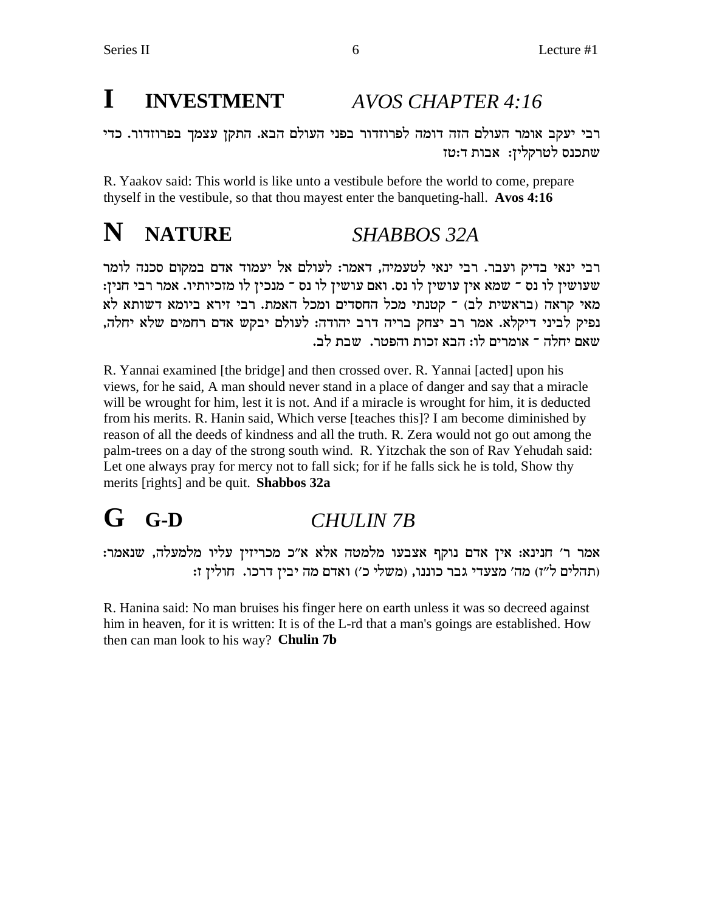# I INVESTMENT *AVOS CHAPTER 4:16*

רבי יעקב אומר העולם הזה דומה לפרוזדור בפני העולם הבא. התקן עצמך בפרוזדור. כדי שתכנס לטרקלין: אבות ד:טז

R. Yaakov said: This world is like unto a vestibule before the world to come, prepare thyself in the vestibule, so that thou mayest enter the banqueting-hall. **Avos 4:16**

# N NATURE *SHABBOS 32A*

רבי ינאי בדיק ועבר. רבי ינאי לטעמיה, דאמר: לעולם אל יעמוד אדם במקום סכנה לומר שעושין לו נס - שמא אין עושין לו נס. ואם עושין לו נס - מנכין לו מזכיותיו. אמר רבי חנין: מאי קראה (בראשית לב) - קטנתי מכל החסדים ומכל האמת. רבי זירא ביומא דשותא לא נפיק לביני דיקלא. אמר רב יצחק בריה דרב יהודה: לעולם יבקש אדם רחמים שלא יחלה, שאם יחלה - אומרים לו: הבא זכות והפטר. שבת לב.

R. Yannai examined [the bridge] and then crossed over. R. Yannai [acted] upon his views, for he said, A man should never stand in a place of danger and say that a miracle will be wrought for him, lest it is not. And if a miracle is wrought for him, it is deducted from his merits. R. Hanin said, Which verse [teaches this]? I am become diminished by reason of all the deeds of kindness and all the truth. R. Zera would not go out among the palm-trees on a day of the strong south wind. R. Yitzchak the son of Rav Yehudah said: Let one always pray for mercy not to fall sick; for if he falls sick he is told, Show thy merits [rights] and be quit. **Shabbos 32a**

# G G-D *CHULIN 7B*

אמר ר' חנינא: אין אדם נוקף אצבעו מלמטה אלא א"כ מכריזין עליו מלמעלה, שנאמר: (תהלים ל"ז) מה' מצעדי גבר כוננו, (משלי כ') ואדם מה יבין דרכו. חולין ז:

R. Hanina said: No man bruises his finger here on earth unless it was so decreed against him in heaven, for it is written: It is of the L-rd that a man's goings are established. How then can man look to his way? **Chulin 7b**